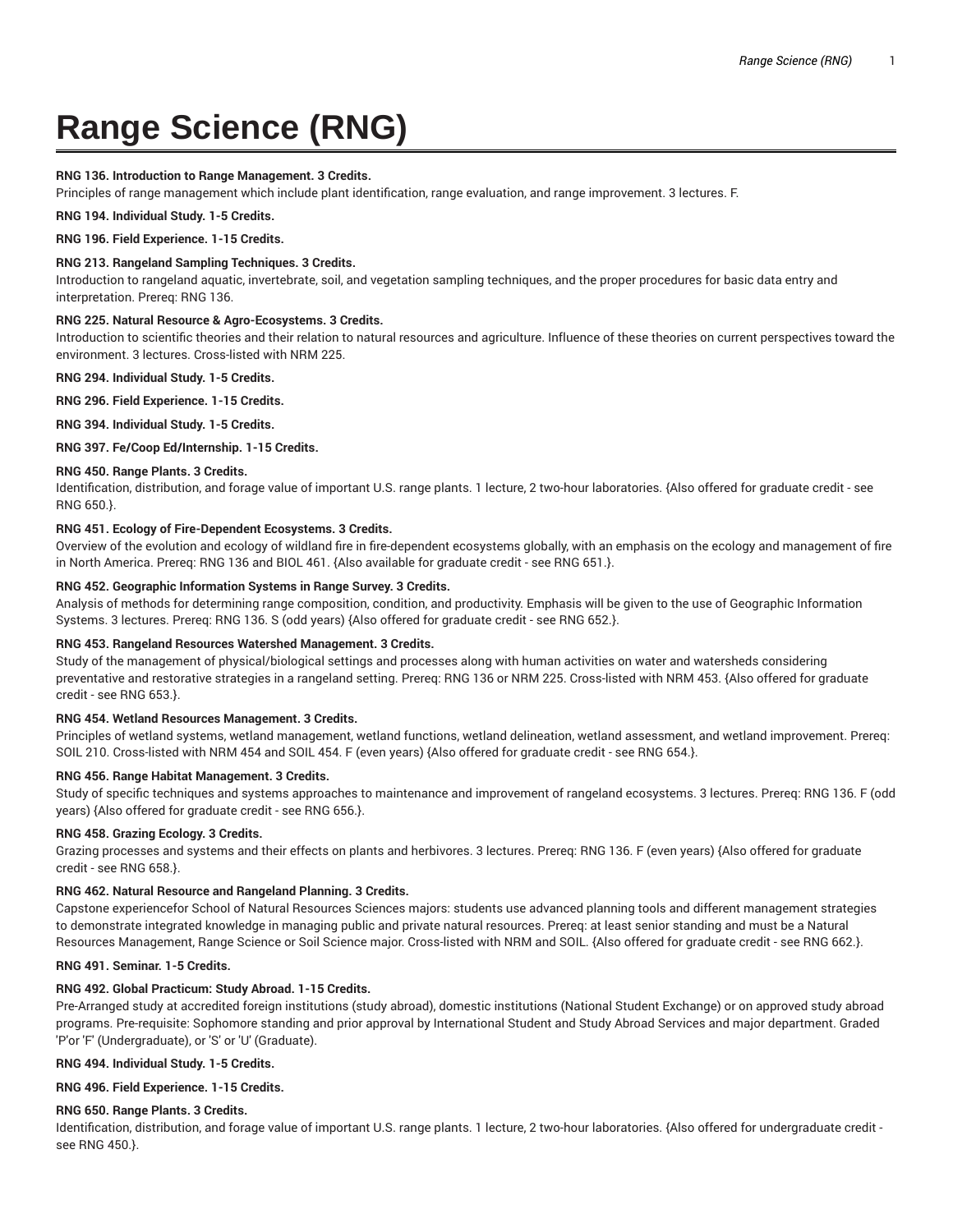# Range Science (RNG)

**RNG 136. Introduction to Range Management. 3 Credits.**

Principles of range management which include plant identification, range evaluation, and range improvement. 3 lectures. F.

**RNG 194. Individual Study. 1-5 Credits.**

**RNG 196. Field Experience. 1-15 Credits.**

**RNG 213. Rangeland Sampling Techniques. 3 Credits.**

Introduction to rangeland aquatic, invertebrate, soil, and vegetation sampling techniques, and the proper procedures for basic data entry and interpretation. Prereq: RNG 136.

**RNG 225. Natural Resource & Agro-Ecosystems. 3 Credits.**

Introduction to scientific theories and their relation to natural resources and agriculture. Influence of these theories on current perspectives toward the environment. 3 lectures. Cross-listed with NRM 225.

**RNG 294. Individual Study. 1-5 Credits.**

**RNG 296. Field Experience. 1-15 Credits.**

**RNG 394. Individual Study. 1-5 Credits.**

**RNG 397. Fe/Coop Ed/Internship. 1-15 Credits.**

**RNG 450. Range Plants. 3 Credits.**

Identification, distribution, and forage value of important U.S. range plants. 1 lecture, 2 two-hour laboratories. {Also offered for graduate credit - see RNG 650.}.

**RNG 451. Ecology of Fire-Dependent Ecosystems. 3 Credits.**

Overview of the evolution and ecology of wildland fire in fire-dependent ecosystems globally, with an emphasis on the ecology and management of fire in North America. Prereq: RNG 136 and BIOL 461. {Also available for graduate credit - see RNG 651.}.

**RNG 452. Geographic Information Systems in Range Survey. 3 Credits.**

Analysis of methods for determining range composition, condition, and productivity. Emphasis will be given to the use of Geographic Information Systems. 3 lectures. Prereq: RNG 136. S (odd years) {Also offered for graduate credit - see RNG 652.}.

**RNG 453. Rangeland Resources Watershed Management. 3 Credits.**

Study of the management of physical/biological settings and processes along with human activities on water and watersheds considering preventative and restorative strategies in a rangeland setting. Prereq: RNG 136 or NRM 225. Cross-listed with NRM 453. {Also offered for graduate credit - see RNG 653.}.

**RNG 454. Wetland Resources Management. 3 Credits.**

Principles of wetland systems, wetland management, wetland functions, wetland delineation, wetland assessment, and wetland improvement. Prereq: SOIL 210. Cross-listed with NRM 454 and SOIL 454. F (even years) {Also offered for graduate credit - see RNG 654.}.

**RNG 456. Range Habitat Management. 3 Credits.**

Study of specific techniques and systems approaches to maintenance and improvement of rangeland ecosystems. 3 lectures. Prereq: RNG 136. F (odd years) {Also offered for graduate credit - see RNG 656.}.

**RNG 458. Grazing Ecology. 3 Credits.**

Grazing processes and systems and their effects on plants and herbivores. 3 lectures. Prereq: RNG 136. F (even years) {Also offered for graduate credit - see RNG 658.}.

**RNG 462. Natural Resource and Rangeland Planning. 3 Credits.**

Capstone experiencefor School of Natural Resources Sciences majors: students use advanced planning tools and different management strategies to demonstrate integrated knowledge in managing public and private natural resources. Prereq: at least senior standing and must be a Natural Resources Management, Range Science or Soil Science major. Cross-listed with NRM and SOIL. {Also offered for graduate credit - see RNG 662.}.

**RNG 491. Seminar. 1-5 Credits.**

**RNG 492. Global Practicum: Study Abroad. 1-15 Credits.**

Pre-Arranged study at accredited foreign institutions (study abroad), domestic institutions (National Student Exchange) or on approved study abroad programs. Pre-requisite: Sophomore standing and prior approval by International Student and Study Abroad Services and major department. Graded 'P'or 'F' (Undergraduate), or 'S' or 'U' (Graduate).

**RNG 494. Individual Study. 1-5 Credits.**

**RNG 496. Field Experience. 1-15 Credits.**

**RNG 650. Range Plants. 3 Credits.**

Identification, distribution, and forage value of important U.S. range plants. 1 lecture, 2 two-hour laboratories. {Also offered for undergraduate credit - see RNG 450.}.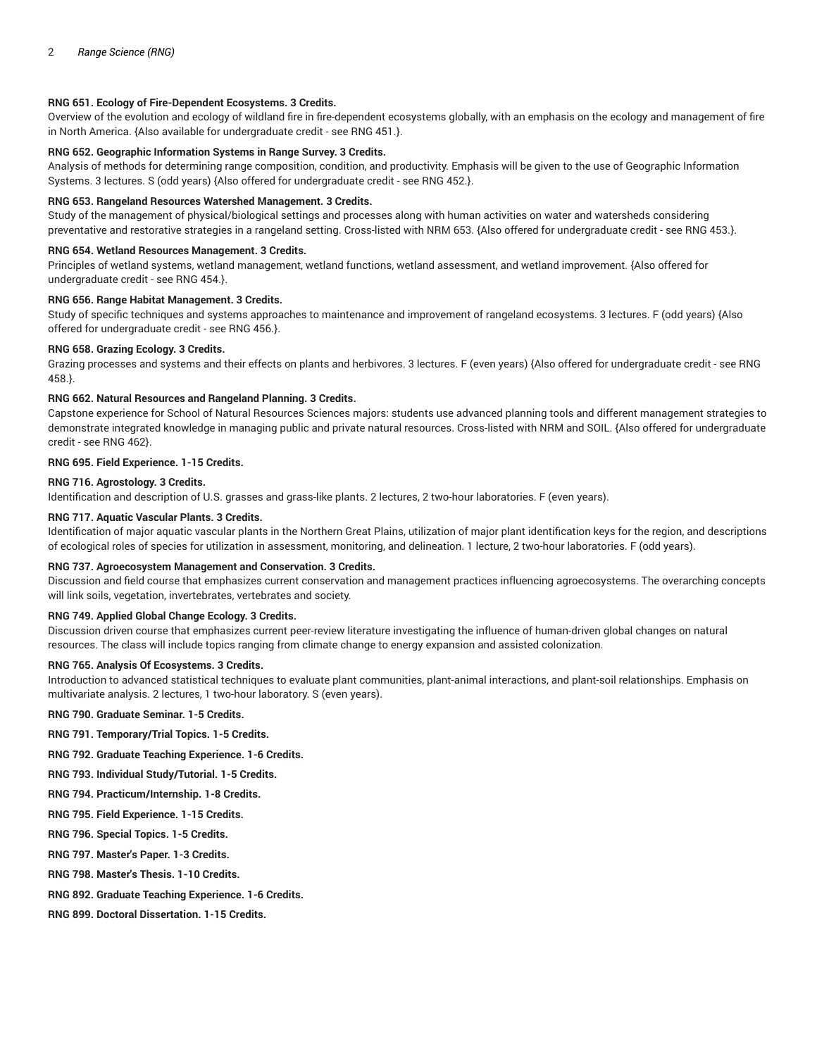**RNG 651. Ecology of Fire-Dependent Ecosystems. 3 Credits.**

Overview of the evolution and ecology of wildland fire in fire-dependent ecosystems globally, with an emphasis on the ecology and management of fire in North America. {Also available for undergraduate credit - see RNG 451.}.

**RNG 652. Geographic Information Systems in Range Survey. 3 Credits.**

Analysis of methods for determining range composition, condition, and productivity. Emphasis will be given to the use of Geographic Information Systems. 3 lectures. S (odd years) {Also offered for undergraduate credit - see RNG 452.}.

**RNG 653. Rangeland Resources Watershed Management. 3 Credits.**

Study of the management of physical/biological settings and processes along with human activities on water and watersheds considering preventative and restorative strategies in a rangeland setting. Cross-listed with NRM 653. {Also offered for undergraduate credit - see RNG 453.}.

**RNG 654. Wetland Resources Management. 3 Credits.**

Principles of wetland systems, wetland management, wetland functions, wetland assessment, and wetland improvement. {Also offered for undergraduate credit - see RNG 454.}.

**RNG 656. Range Habitat Management. 3 Credits.**

Study of specific techniques and systems approaches to maintenance and improvement of rangeland ecosystems. 3 lectures. F (odd years) {Also offered for undergraduate credit - see RNG 456.}.

**RNG 658. Grazing Ecology. 3 Credits.**

Grazing processes and systems and their effects on plants and herbivores. 3 lectures. F (even years) {Also offered for undergraduate credit - see RNG 458.}.

**RNG 662. Natural Resources and Rangeland Planning. 3 Credits.**

Capstone experience for School of Natural Resources Sciences majors: students use advanced planning tools and different management strategies to demonstrate integrated knowledge in managing public and private natural resources. Cross-listed with NRM and SOIL. {Also offered for undergraduate credit - see RNG 462}.

**RNG 695. Field Experience. 1-15 Credits.**

**RNG 716. Agrostology. 3 Credits.**

Identification and description of U.S. grasses and grass-like plants. 2 lectures, 2 two-hour laboratories. F (even years).

**RNG 717. Aquatic Vascular Plants. 3 Credits.**

Identification of major aquatic vascular plants in the Northern Great Plains, utilization of major plant identification keys for the region, and descriptions of ecological roles of species for utilization in assessment, monitoring, and delineation. 1 lecture, 2 two-hour laboratories. F (odd years).

**RNG 737. Agroecosystem Management and Conservation. 3 Credits.**

Discussion and field course that emphasizes current conservation and management practices influencing agroecosystems. The overarching concepts will link soils, vegetation, invertebrates, vertebrates and society.

**RNG 749. Applied Global Change Ecology. 3 Credits.**

Discussion driven course that emphasizes current peer-review literature investigating the influence of human-driven global changes on natural resources. The class will include topics ranging from climate change to energy expansion and assisted colonization.

**RNG 765. Analysis Of Ecosystems. 3 Credits.**

Introduction to advanced statistical techniques to evaluate plant communities, plant-animal interactions, and plant-soil relationships. Emphasis on multivariate analysis. 2 lectures, 1 two-hour laboratory. S (even years).

**RNG 790. Graduate Seminar. 1-5 Credits.**

**RNG 791. Temporary/Trial Topics. 1-5 Credits.**

**RNG 792. Graduate Teaching Experience. 1-6 Credits.**

**RNG 793. Individual Study/Tutorial. 1-5 Credits.**

**RNG 794. Practicum/Internship. 1-8 Credits.**

**RNG 795. Field Experience. 1-15 Credits.**

**RNG 796. Special Topics. 1-5 Credits.**

**RNG 797. Master's Paper. 1-3 Credits.**

**RNG 798. Master's Thesis. 1-10 Credits.**

**RNG 892. Graduate Teaching Experience. 1-6 Credits.**

**RNG 899. Doctoral Dissertation. 1-15 Credits.**